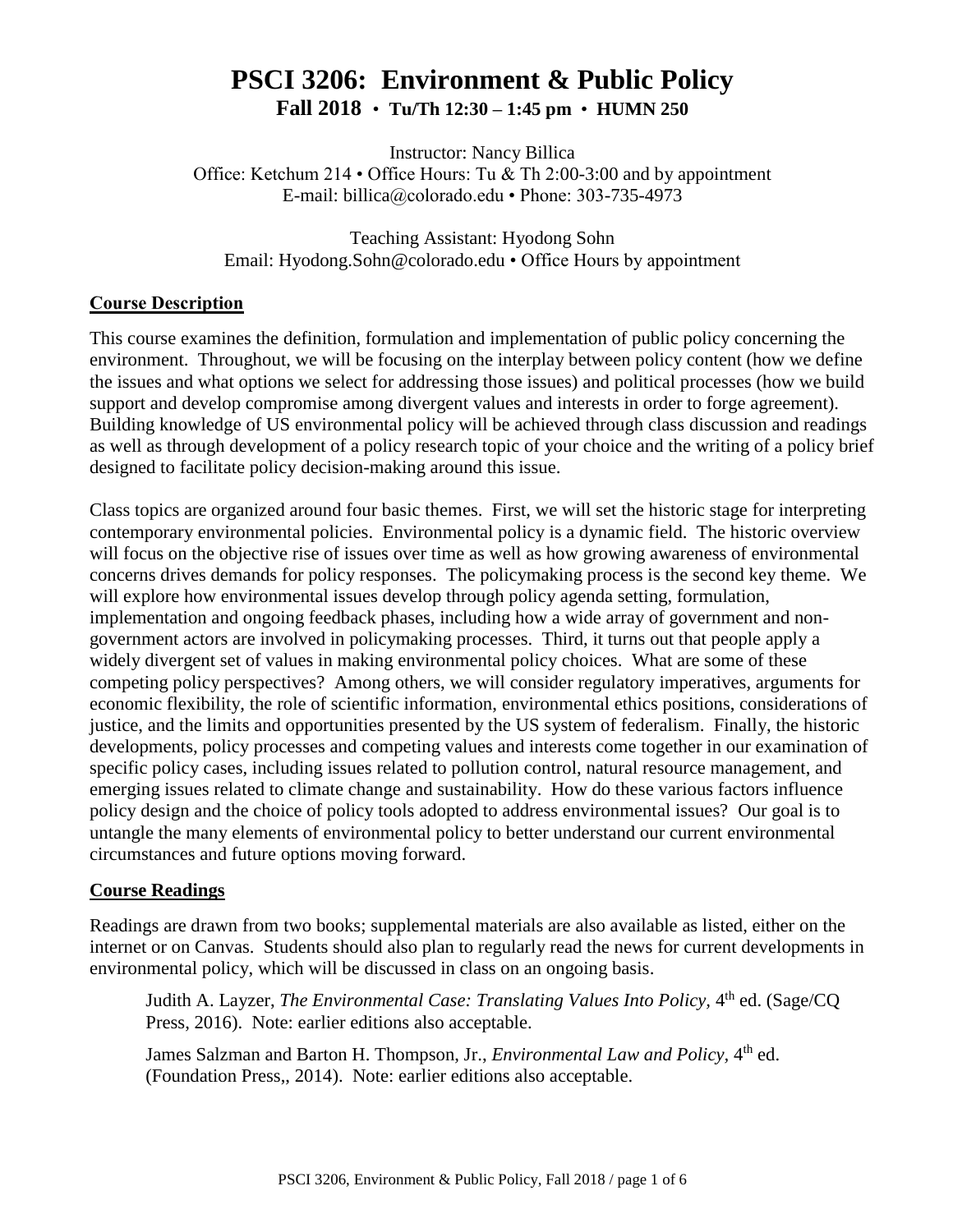# PSCI 3206: Environment & Public Policy

**Fall 2018 • Tu/Th 12:30 – 1:45 pm • HUMN 250**

Instructor: Nancy Billica
Office: Ketchum 214 • Office Hours: Tu & Th 2:00-3:00 and by appointment
E-mail: billica@colorado.edu • Phone: 303-735-4973

Teaching Assistant: Hyodong Sohn
Email: Hyodong.Sohn@colorado.edu • Office Hours by appointment

## Course Description

This course examines the definition, formulation and implementation of public policy concerning the environment. Throughout, we will be focusing on the interplay between policy content (how we define the issues and what options we select for addressing those issues) and political processes (how we build support and develop compromise among divergent values and interests in order to forge agreement). Building knowledge of US environmental policy will be achieved through class discussion and readings as well as through development of a policy research topic of your choice and the writing of a policy brief designed to facilitate policy decision-making around this issue.

Class topics are organized around four basic themes. First, we will set the historic stage for interpreting contemporary environmental policies. Environmental policy is a dynamic field. The historic overview will focus on the objective rise of issues over time as well as how growing awareness of environmental concerns drives demands for policy responses. The policymaking process is the second key theme. We will explore how environmental issues develop through policy agenda setting, formulation, implementation and ongoing feedback phases, including how a wide array of government and non-government actors are involved in policymaking processes. Third, it turns out that people apply a widely divergent set of values in making environmental policy choices. What are some of these competing policy perspectives? Among others, we will consider regulatory imperatives, arguments for economic flexibility, the role of scientific information, environmental ethics positions, considerations of justice, and the limits and opportunities presented by the US system of federalism. Finally, the historic developments, policy processes and competing values and interests come together in our examination of specific policy cases, including issues related to pollution control, natural resource management, and emerging issues related to climate change and sustainability. How do these various factors influence policy design and the choice of policy tools adopted to address environmental issues? Our goal is to untangle the many elements of environmental policy to better understand our current environmental circumstances and future options moving forward.

## Course Readings

Readings are drawn from two books; supplemental materials are also available as listed, either on the internet or on Canvas. Students should also plan to regularly read the news for current developments in environmental policy, which will be discussed in class on an ongoing basis.

> Judith A. Layzer, *The Environmental Case: Translating Values Into Policy*, 4th ed. (Sage/CQ Press, 2016). Note: earlier editions also acceptable.
>
> James Salzman and Barton H. Thompson, Jr., *Environmental Law and Policy*, 4th ed. (Foundation Press,, 2014). Note: earlier editions also acceptable.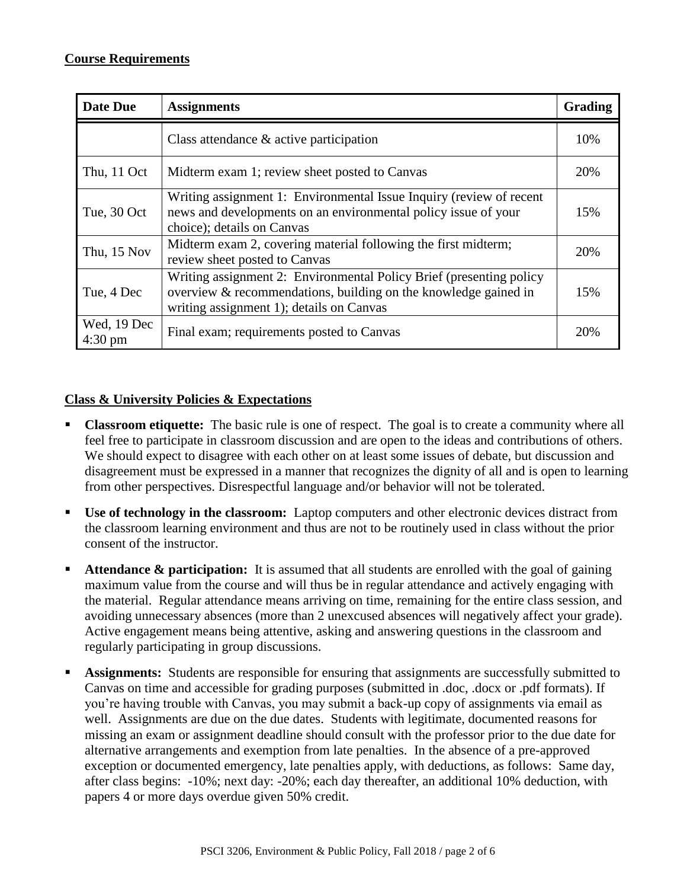## Course Requirements

| Date Due | Assignments | Grading |
|---|---|---|
| | Class attendance & active participation | 10% |
| Thu, 11 Oct | Midterm exam 1; review sheet posted to Canvas | 20% |
| Tue, 30 Oct | Writing assignment 1: Environmental Issue Inquiry (review of recent news and developments on an environmental policy issue of your choice); details on Canvas | 15% |
| Thu, 15 Nov | Midterm exam 2, covering material following the first midterm; review sheet posted to Canvas | 20% |
| Tue, 4 Dec | Writing assignment 2: Environmental Policy Brief (presenting policy overview & recommendations, building on the knowledge gained in writing assignment 1); details on Canvas | 15% |
| Wed, 19 Dec 4:30 pm | Final exam; requirements posted to Canvas | 20% |

## Class & University Policies & Expectations

- **Classroom etiquette:** The basic rule is one of respect. The goal is to create a community where all feel free to participate in classroom discussion and are open to the ideas and contributions of others. We should expect to disagree with each other on at least some issues of debate, but discussion and disagreement must be expressed in a manner that recognizes the dignity of all and is open to learning from other perspectives. Disrespectful language and/or behavior will not be tolerated.
- **Use of technology in the classroom:** Laptop computers and other electronic devices distract from the classroom learning environment and thus are not to be routinely used in class without the prior consent of the instructor.
- **Attendance & participation:** It is assumed that all students are enrolled with the goal of gaining maximum value from the course and will thus be in regular attendance and actively engaging with the material. Regular attendance means arriving on time, remaining for the entire class session, and avoiding unnecessary absences (more than 2 unexcused absences will negatively affect your grade). Active engagement means being attentive, asking and answering questions in the classroom and regularly participating in group discussions.
- **Assignments:** Students are responsible for ensuring that assignments are successfully submitted to Canvas on time and accessible for grading purposes (submitted in .doc, .docx or .pdf formats). If you're having trouble with Canvas, you may submit a back-up copy of assignments via email as well. Assignments are due on the due dates. Students with legitimate, documented reasons for missing an exam or assignment deadline should consult with the professor prior to the due date for alternative arrangements and exemption from late penalties. In the absence of a pre-approved exception or documented emergency, late penalties apply, with deductions, as follows: Same day, after class begins: -10%; next day: -20%; each day thereafter, an additional 10% deduction, with papers 4 or more days overdue given 50% credit.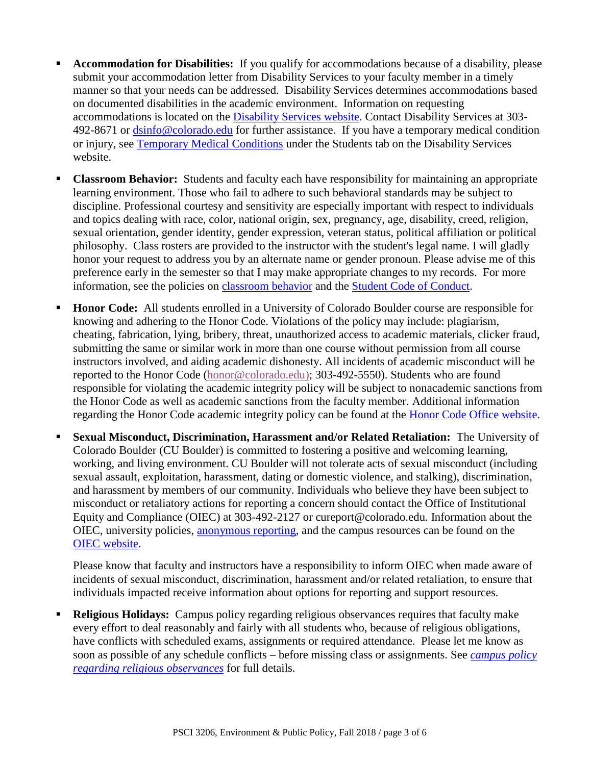- **Accommodation for Disabilities:** If you qualify for accommodations because of a disability, please submit your accommodation letter from Disability Services to your faculty member in a timely manner so that your needs can be addressed. Disability Services determines accommodations based on documented disabilities in the academic environment. Information on requesting accommodations is located on the Disability Services website. Contact Disability Services at 303-492-8671 or dsinfo@colorado.edu for further assistance. If you have a temporary medical condition or injury, see Temporary Medical Conditions under the Students tab on the Disability Services website.

- **Classroom Behavior:** Students and faculty each have responsibility for maintaining an appropriate learning environment. Those who fail to adhere to such behavioral standards may be subject to discipline. Professional courtesy and sensitivity are especially important with respect to individuals and topics dealing with race, color, national origin, sex, pregnancy, age, disability, creed, religion, sexual orientation, gender identity, gender expression, veteran status, political affiliation or political philosophy. Class rosters are provided to the instructor with the student's legal name. I will gladly honor your request to address you by an alternate name or gender pronoun. Please advise me of this preference early in the semester so that I may make appropriate changes to my records. For more information, see the policies on classroom behavior and the Student Code of Conduct.

- **Honor Code:** All students enrolled in a University of Colorado Boulder course are responsible for knowing and adhering to the Honor Code. Violations of the policy may include: plagiarism, cheating, fabrication, lying, bribery, threat, unauthorized access to academic materials, clicker fraud, submitting the same or similar work in more than one course without permission from all course instructors involved, and aiding academic dishonesty. All incidents of academic misconduct will be reported to the Honor Code (honor@colorado.edu); 303-492-5550). Students who are found responsible for violating the academic integrity policy will be subject to nonacademic sanctions from the Honor Code as well as academic sanctions from the faculty member. Additional information regarding the Honor Code academic integrity policy can be found at the Honor Code Office website.

- **Sexual Misconduct, Discrimination, Harassment and/or Related Retaliation:** The University of Colorado Boulder (CU Boulder) is committed to fostering a positive and welcoming learning, working, and living environment. CU Boulder will not tolerate acts of sexual misconduct (including sexual assault, exploitation, harassment, dating or domestic violence, and stalking), discrimination, and harassment by members of our community. Individuals who believe they have been subject to misconduct or retaliatory actions for reporting a concern should contact the Office of Institutional Equity and Compliance (OIEC) at 303-492-2127 or cureport@colorado.edu. Information about the OIEC, university policies, anonymous reporting, and the campus resources can be found on the OIEC website.

  Please know that faculty and instructors have a responsibility to inform OIEC when made aware of incidents of sexual misconduct, discrimination, harassment and/or related retaliation, to ensure that individuals impacted receive information about options for reporting and support resources.

- **Religious Holidays:** Campus policy regarding religious observances requires that faculty make every effort to deal reasonably and fairly with all students who, because of religious obligations, have conflicts with scheduled exams, assignments or required attendance. Please let me know as soon as possible of any schedule conflicts – before missing class or assignments. See *campus policy regarding religious observances* for full details.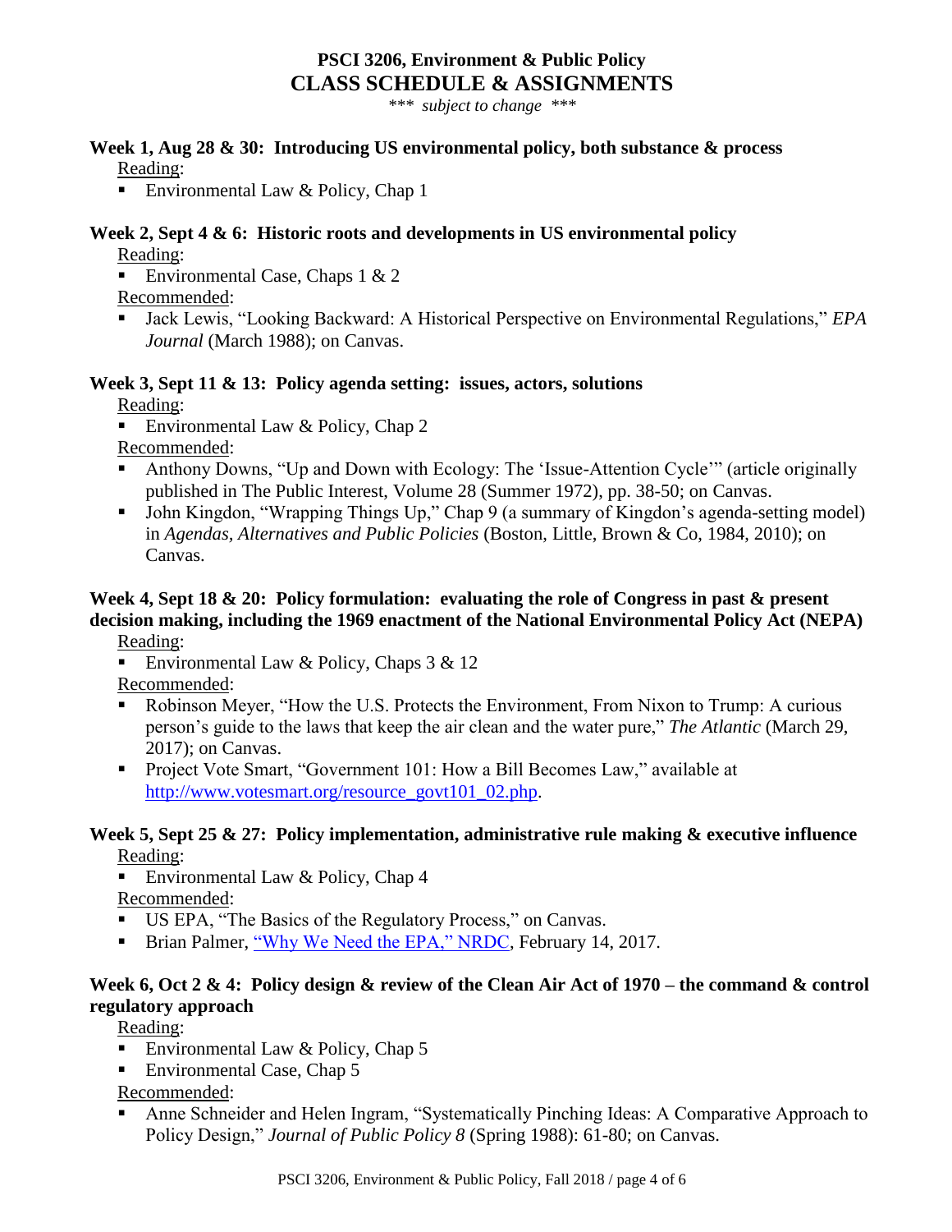# PSCI 3206, Environment & Public Policy
## CLASS SCHEDULE & ASSIGNMENTS

*\*\*\* subject to change \*\*\**

### Week 1, Aug 28 & 30: Introducing US environmental policy, both substance & process

Reading:

- Environmental Law & Policy, Chap 1

### Week 2, Sept 4 & 6: Historic roots and developments in US environmental policy

Reading:

- Environmental Case, Chaps 1 & 2

Recommended:

- Jack Lewis, "Looking Backward: A Historical Perspective on Environmental Regulations," *EPA Journal* (March 1988); on Canvas.

### Week 3, Sept 11 & 13: Policy agenda setting: issues, actors, solutions

Reading:

- Environmental Law & Policy, Chap 2

Recommended:

- Anthony Downs, "Up and Down with Ecology: The 'Issue-Attention Cycle'" (article originally published in The Public Interest, Volume 28 (Summer 1972), pp. 38-50; on Canvas.
- John Kingdon, "Wrapping Things Up," Chap 9 (a summary of Kingdon's agenda-setting model) in *Agendas, Alternatives and Public Policies* (Boston, Little, Brown & Co, 1984, 2010); on Canvas.

### Week 4, Sept 18 & 20: Policy formulation: evaluating the role of Congress in past & present decision making, including the 1969 enactment of the National Environmental Policy Act (NEPA)

Reading:

- Environmental Law & Policy, Chaps 3 & 12

Recommended:

- Robinson Meyer, "How the U.S. Protects the Environment, From Nixon to Trump: A curious person's guide to the laws that keep the air clean and the water pure," *The Atlantic* (March 29, 2017); on Canvas.
- Project Vote Smart, "Government 101: How a Bill Becomes Law," available at [http://www.votesmart.org/resource_govt101_02.php](http://www.votesmart.org/resource_govt101_02.php).

### Week 5, Sept 25 & 27: Policy implementation, administrative rule making & executive influence

Reading:

- Environmental Law & Policy, Chap 4

Recommended:

- US EPA, "The Basics of the Regulatory Process," on Canvas.
- Brian Palmer, "Why We Need the EPA," NRDC, February 14, 2017.

### Week 6, Oct 2 & 4: Policy design & review of the Clean Air Act of 1970 – the command & control regulatory approach

Reading:

- Environmental Law & Policy, Chap 5
- Environmental Case, Chap 5

Recommended:

- Anne Schneider and Helen Ingram, "Systematically Pinching Ideas: A Comparative Approach to Policy Design," *Journal of Public Policy 8* (Spring 1988): 61-80; on Canvas.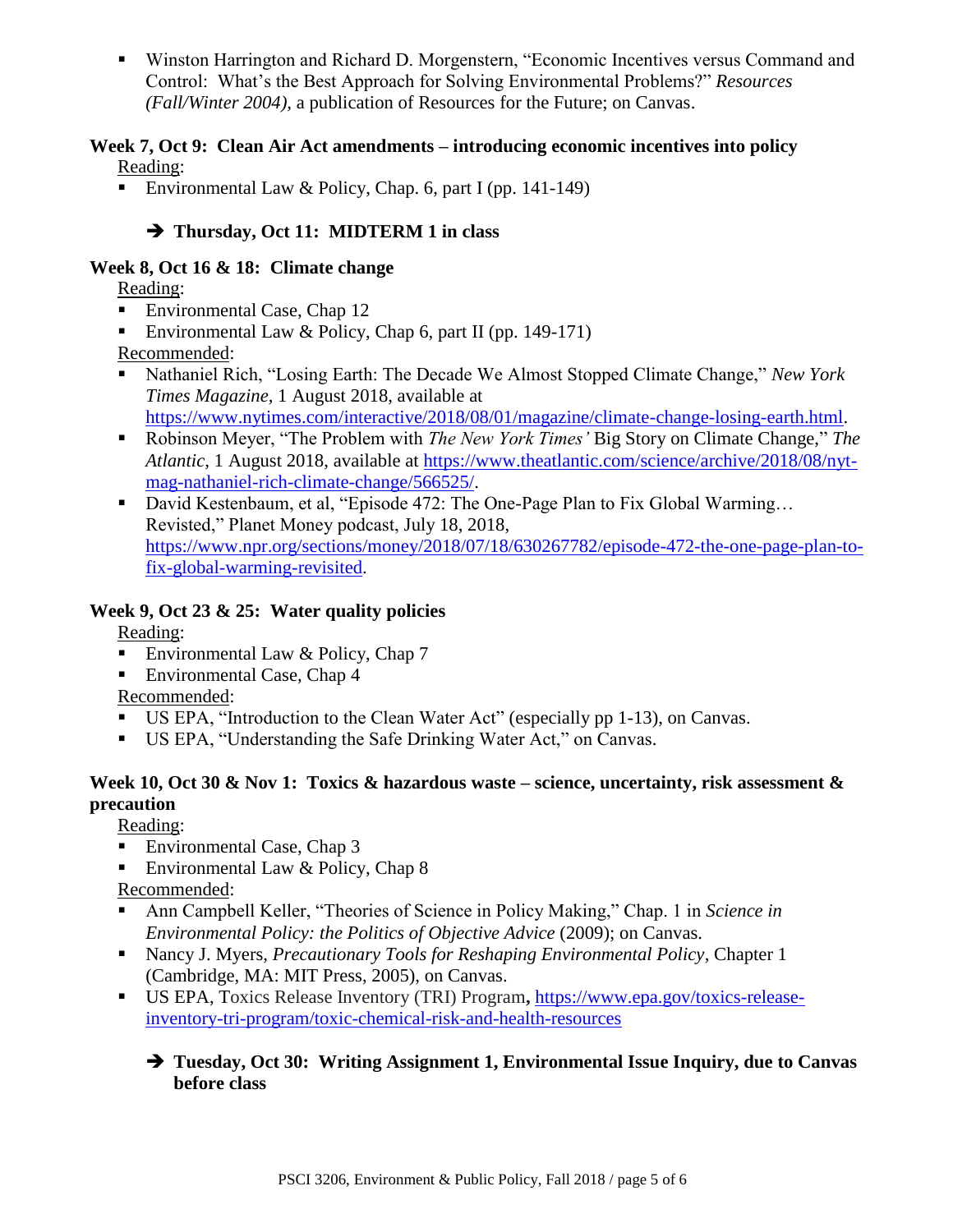- Winston Harrington and Richard D. Morgenstern, "Economic Incentives versus Command and Control: What's the Best Approach for Solving Environmental Problems?" *Resources (Fall/Winter 2004),* a publication of Resources for the Future; on Canvas.

**Week 7, Oct 9: Clean Air Act amendments – introducing economic incentives into policy**

Reading:

- Environmental Law & Policy, Chap. 6, part I (pp. 141-149)

  ➔ **Thursday, Oct 11: MIDTERM 1 in class**

**Week 8, Oct 16 & 18: Climate change**

Reading:

- Environmental Case, Chap 12
- Environmental Law & Policy, Chap 6, part II (pp. 149-171)

Recommended:

- Nathaniel Rich, "Losing Earth: The Decade We Almost Stopped Climate Change," *New York Times Magazine*, 1 August 2018, available at https://www.nytimes.com/interactive/2018/08/01/magazine/climate-change-losing-earth.html.
- Robinson Meyer, "The Problem with *The New York Times'* Big Story on Climate Change," *The Atlantic*, 1 August 2018, available at https://www.theatlantic.com/science/archive/2018/08/nyt-mag-nathaniel-rich-climate-change/566525/.
- David Kestenbaum, et al, "Episode 472: The One-Page Plan to Fix Global Warming… Revisted," Planet Money podcast, July 18, 2018, https://www.npr.org/sections/money/2018/07/18/630267782/episode-472-the-one-page-plan-to-fix-global-warming-revisited.

**Week 9, Oct 23 & 25: Water quality policies**

Reading:

- Environmental Law & Policy, Chap 7
- Environmental Case, Chap 4

Recommended:

- US EPA, "Introduction to the Clean Water Act" (especially pp 1-13), on Canvas.
- US EPA, "Understanding the Safe Drinking Water Act," on Canvas.

**Week 10, Oct 30 & Nov 1: Toxics & hazardous waste – science, uncertainty, risk assessment & precaution**

Reading:

- Environmental Case, Chap 3
- Environmental Law & Policy, Chap 8

Recommended:

- Ann Campbell Keller, "Theories of Science in Policy Making," Chap. 1 in *Science in Environmental Policy: the Politics of Objective Advice* (2009); on Canvas.
- Nancy J. Myers, *Precautionary Tools for Reshaping Environmental Policy*, Chapter 1 (Cambridge, MA: MIT Press, 2005), on Canvas.
- US EPA, Toxics Release Inventory (TRI) Program**,** https://www.epa.gov/toxics-release-inventory-tri-program/toxic-chemical-risk-and-health-resources

  ➔ **Tuesday, Oct 30: Writing Assignment 1, Environmental Issue Inquiry, due to Canvas before class**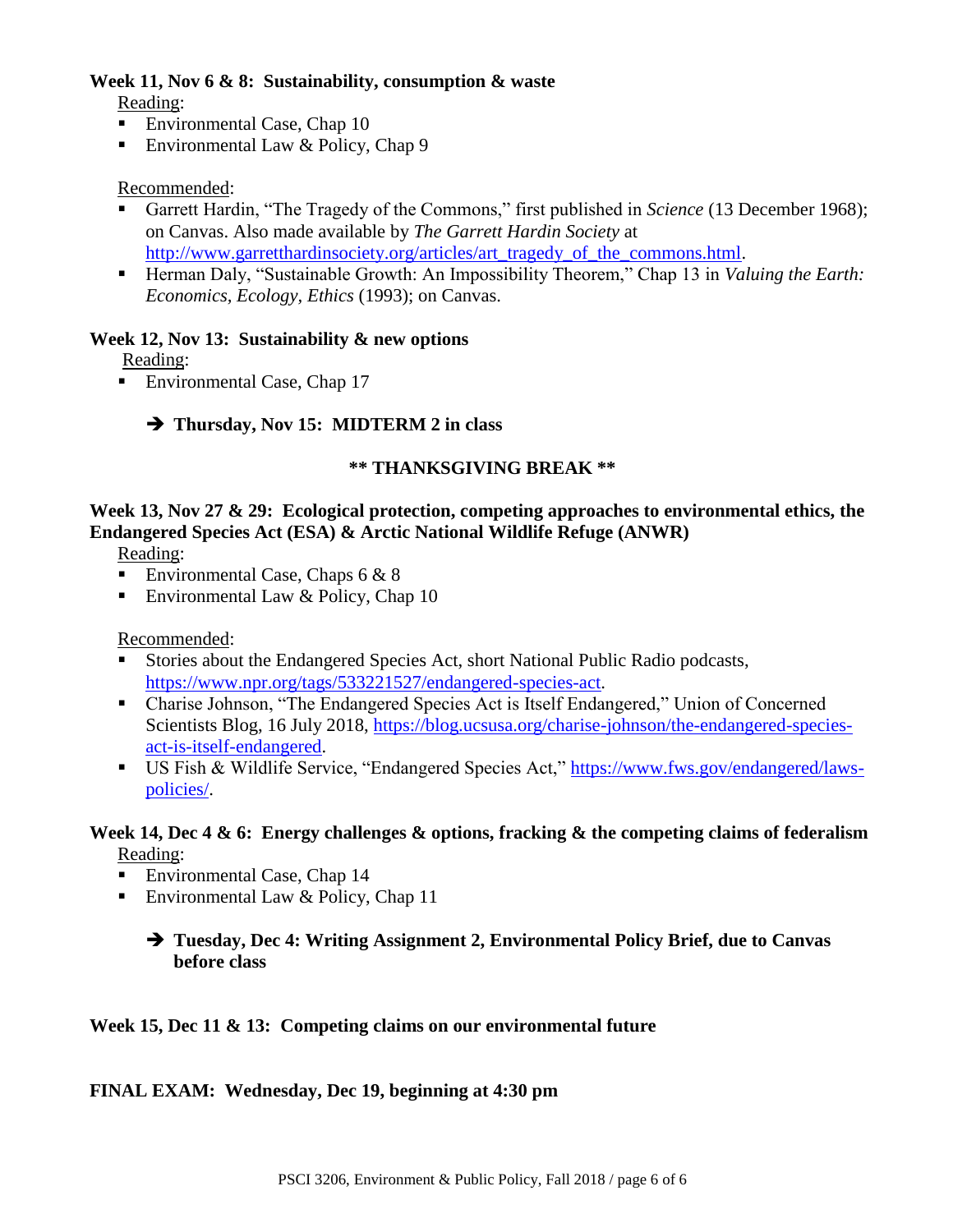**Week 11, Nov 6 & 8: Sustainability, consumption & waste**

Reading:

- Environmental Case, Chap 10
- Environmental Law & Policy, Chap 9

Recommended:

- Garrett Hardin, "The Tragedy of the Commons," first published in *Science* (13 December 1968); on Canvas. Also made available by *The Garrett Hardin Society* at http://www.garretthardinsociety.org/articles/art_tragedy_of_the_commons.html.
- Herman Daly, "Sustainable Growth: An Impossibility Theorem," Chap 13 in *Valuing the Earth: Economics, Ecology, Ethics* (1993); on Canvas.

**Week 12, Nov 13: Sustainability & new options**

Reading:

- Environmental Case, Chap 17

➔ **Thursday, Nov 15: MIDTERM 2 in class**

**\*\* THANKSGIVING BREAK \*\***

**Week 13, Nov 27 & 29: Ecological protection, competing approaches to environmental ethics, the Endangered Species Act (ESA) & Arctic National Wildlife Refuge (ANWR)**

Reading:

- Environmental Case, Chaps 6 & 8
- Environmental Law & Policy, Chap 10

Recommended:

- Stories about the Endangered Species Act, short National Public Radio podcasts, https://www.npr.org/tags/533221527/endangered-species-act.
- Charise Johnson, "The Endangered Species Act is Itself Endangered," Union of Concerned Scientists Blog, 16 July 2018, https://blog.ucsusa.org/charise-johnson/the-endangered-species-act-is-itself-endangered.
- US Fish & Wildlife Service, "Endangered Species Act," https://www.fws.gov/endangered/laws-policies/.

**Week 14, Dec 4 & 6: Energy challenges & options, fracking & the competing claims of federalism**

Reading:

- Environmental Case, Chap 14
- Environmental Law & Policy, Chap 11

➔ **Tuesday, Dec 4: Writing Assignment 2, Environmental Policy Brief, due to Canvas before class**

**Week 15, Dec 11 & 13: Competing claims on our environmental future**

**FINAL EXAM: Wednesday, Dec 19, beginning at 4:30 pm**